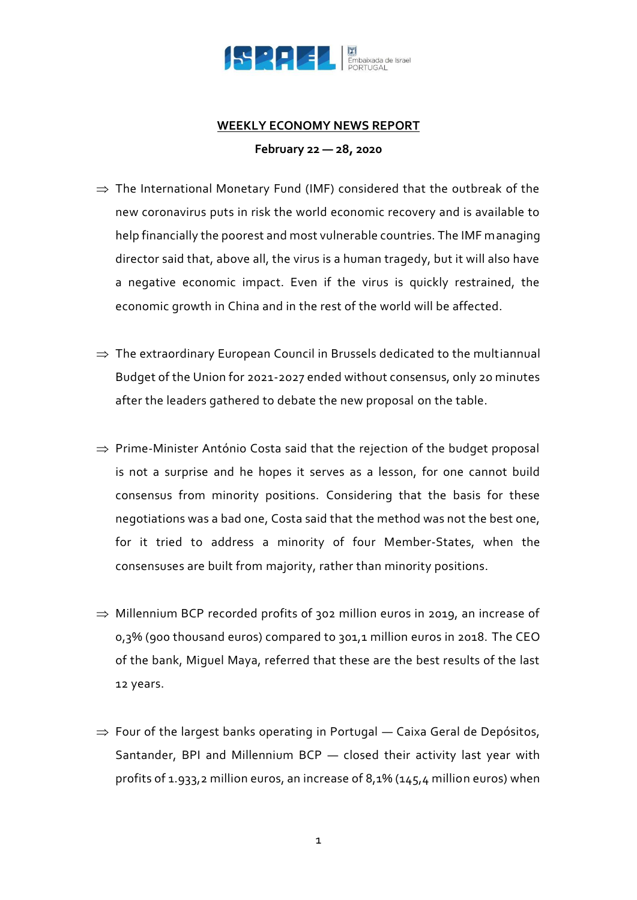**WEEKLY ECONOMY NEWS REPORT**

**February 22 — 28, 2020**

⇒ The International Monetary Fund (IMF) considered that the outbreak of the new coronavirus puts in risk the world economic recovery and is available to help financially the poorest and most vulnerable countries. The IMF managing director said that, above all, the virus is a human tragedy, but it will also have a negative economic impact. Even if the virus is quickly restrained, the economic growth in China and in the rest of the world will be affected.

⇒ The extraordinary European Council in Brussels dedicated to the multiannual Budget of the Union for 2021-2027 ended without consensus, only 20 minutes after the leaders gathered to debate the new proposal on the table.

⇒ Prime-Minister António Costa said that the rejection of the budget proposal is not a surprise and he hopes it serves as a lesson, for one cannot build consensus from minority positions. Considering that the basis for these negotiations was a bad one, Costa said that the method was not the best one, for it tried to address a minority of four Member-States, when the consensuses are built from majority, rather than minority positions.

⇒ Millennium BCP recorded profits of 302 million euros in 2019, an increase of 0,3% (900 thousand euros) compared to 301,1 million euros in 2018. The CEO of the bank, Miguel Maya, referred that these are the best results of the last 12 years.

⇒ Four of the largest banks operating in Portugal — Caixa Geral de Depósitos, Santander, BPI and Millennium BCP — closed their activity last year with profits of 1.933,2 million euros, an increase of 8,1% (145,4 million euros) when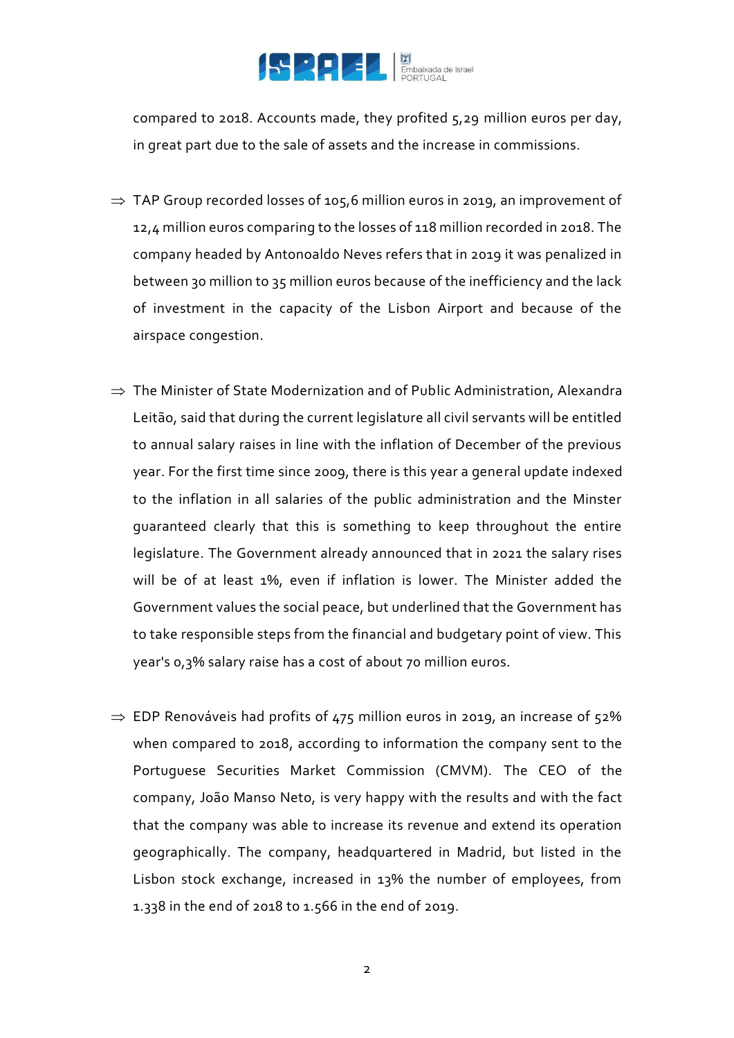compared to 2018. Accounts made, they profited 5,29 million euros per day, in great part due to the sale of assets and the increase in commissions.

⇒ TAP Group recorded losses of 105,6 million euros in 2019, an improvement of 12,4 million euros comparing to the losses of 118 million recorded in 2018. The company headed by Antonoaldo Neves refers that in 2019 it was penalized in between 30 million to 35 million euros because of the inefficiency and the lack of investment in the capacity of the Lisbon Airport and because of the airspace congestion.

⇒ The Minister of State Modernization and of Public Administration, Alexandra Leitão, said that during the current legislature all civil servants will be entitled to annual salary raises in line with the inflation of December of the previous year. For the first time since 2009, there is this year a general update indexed to the inflation in all salaries of the public administration and the Minster guaranteed clearly that this is something to keep throughout the entire legislature. The Government already announced that in 2021 the salary rises will be of at least 1%, even if inflation is lower. The Minister added the Government values the social peace, but underlined that the Government has to take responsible steps from the financial and budgetary point of view. This year's 0,3% salary raise has a cost of about 70 million euros.

⇒ EDP Renováveis had profits of 475 million euros in 2019, an increase of 52% when compared to 2018, according to information the company sent to the Portuguese Securities Market Commission (CMVM). The CEO of the company, João Manso Neto, is very happy with the results and with the fact that the company was able to increase its revenue and extend its operation geographically. The company, headquartered in Madrid, but listed in the Lisbon stock exchange, increased in 13% the number of employees, from 1.338 in the end of 2018 to 1.566 in the end of 2019.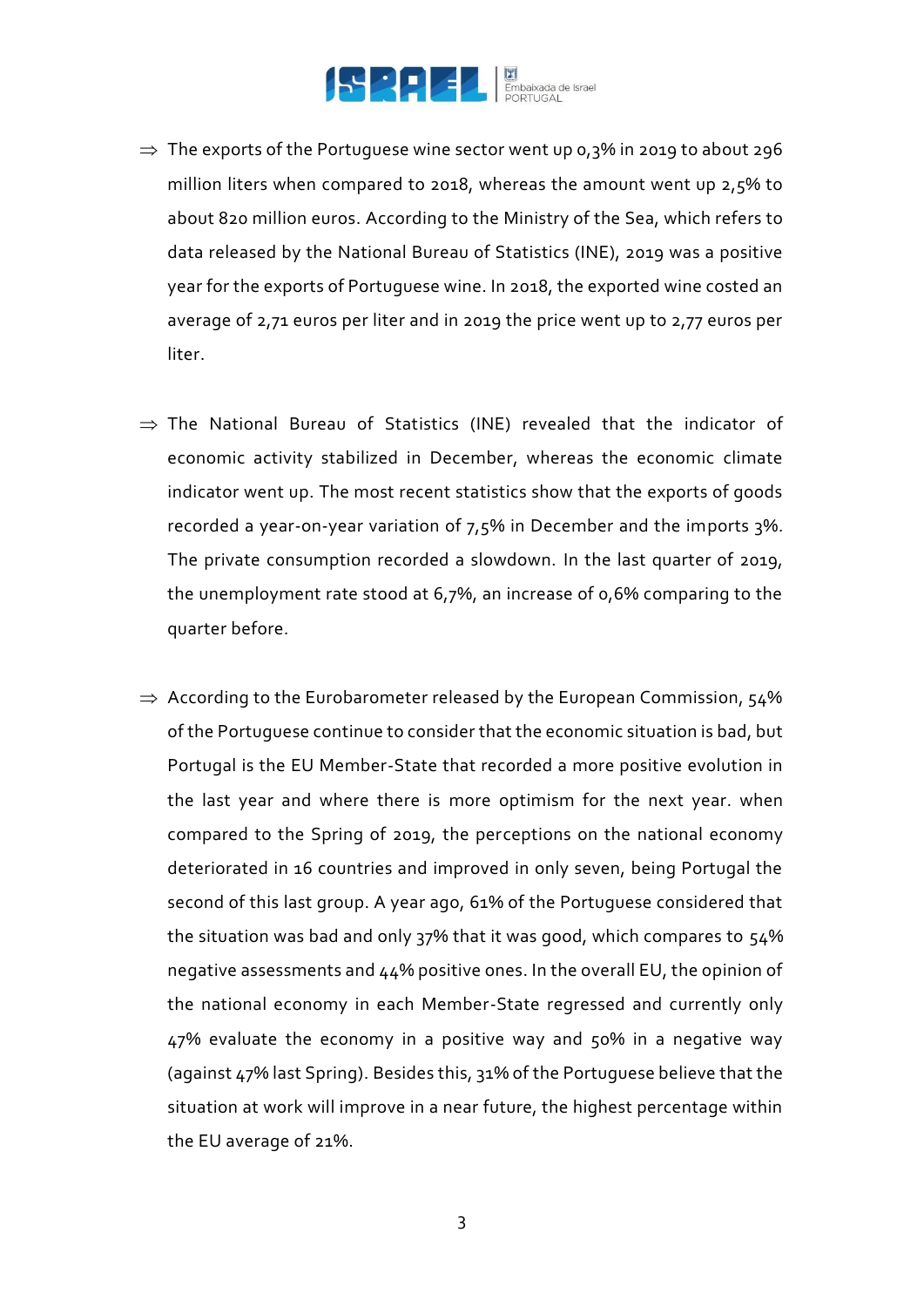- ⇒ The exports of the Portuguese wine sector went up 0,3% in 2019 to about 296 million liters when compared to 2018, whereas the amount went up 2,5% to about 820 million euros. According to the Ministry of the Sea, which refers to data released by the National Bureau of Statistics (INE), 2019 was a positive year for the exports of Portuguese wine. In 2018, the exported wine costed an average of 2,71 euros per liter and in 2019 the price went up to 2,77 euros per liter.

- ⇒ The National Bureau of Statistics (INE) revealed that the indicator of economic activity stabilized in December, whereas the economic climate indicator went up. The most recent statistics show that the exports of goods recorded a year-on-year variation of 7,5% in December and the imports 3%. The private consumption recorded a slowdown. In the last quarter of 2019, the unemployment rate stood at 6,7%, an increase of 0,6% comparing to the quarter before.

- ⇒ According to the Eurobarometer released by the European Commission, 54% of the Portuguese continue to consider that the economic situation is bad, but Portugal is the EU Member-State that recorded a more positive evolution in the last year and where there is more optimism for the next year. when compared to the Spring of 2019, the perceptions on the national economy deteriorated in 16 countries and improved in only seven, being Portugal the second of this last group. A year ago, 61% of the Portuguese considered that the situation was bad and only 37% that it was good, which compares to 54% negative assessments and 44% positive ones. In the overall EU, the opinion of the national economy in each Member-State regressed and currently only 47% evaluate the economy in a positive way and 50% in a negative way (against 47% last Spring). Besides this, 31% of the Portuguese believe that the situation at work will improve in a near future, the highest percentage within the EU average of 21%.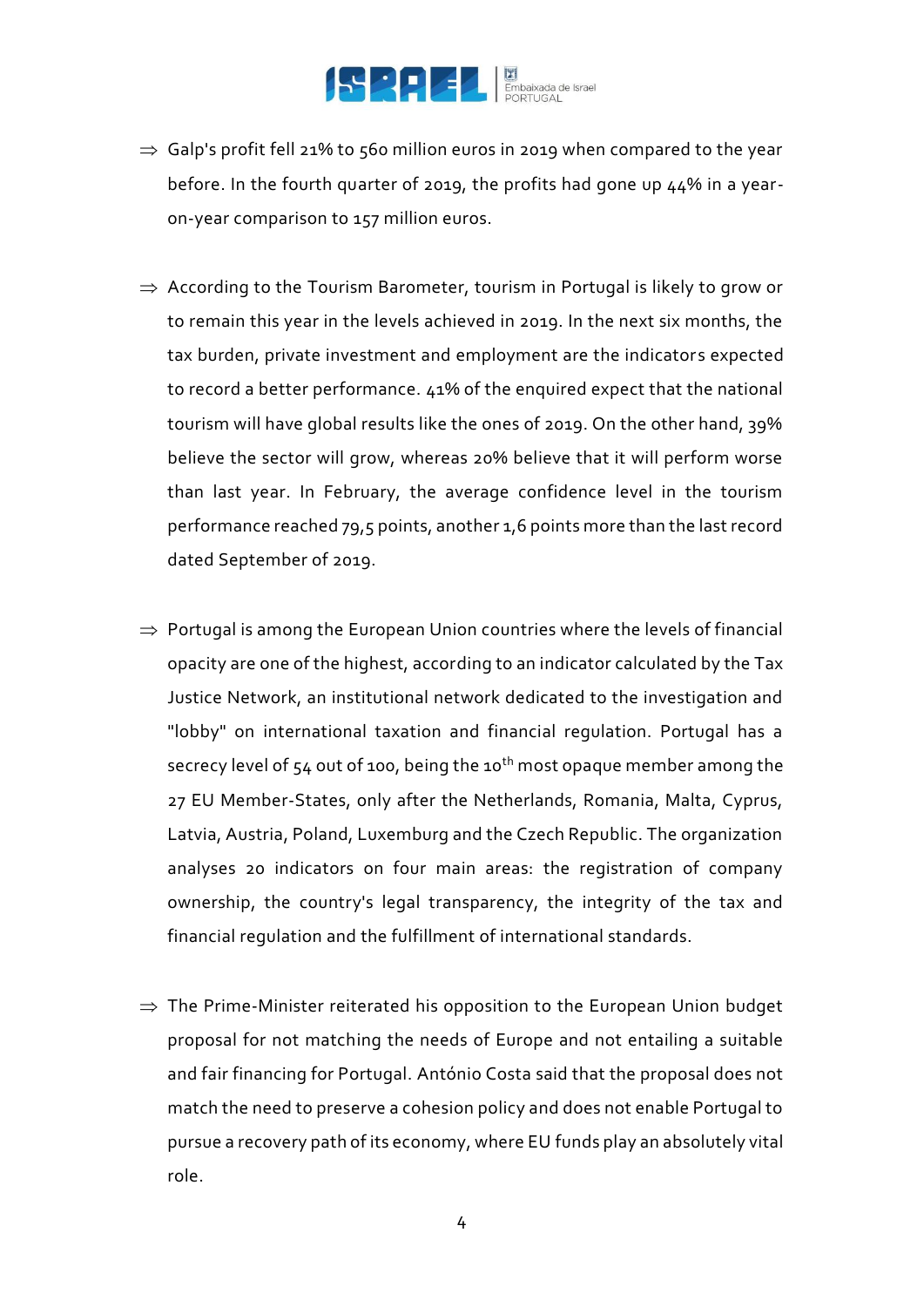⇒ Galp's profit fell 21% to 560 million euros in 2019 when compared to the year before. In the fourth quarter of 2019, the profits had gone up 44% in a year-on-year comparison to 157 million euros.

⇒ According to the Tourism Barometer, tourism in Portugal is likely to grow or to remain this year in the levels achieved in 2019. In the next six months, the tax burden, private investment and employment are the indicators expected to record a better performance. 41% of the enquired expect that the national tourism will have global results like the ones of 2019. On the other hand, 39% believe the sector will grow, whereas 20% believe that it will perform worse than last year. In February, the average confidence level in the tourism performance reached 79,5 points, another 1,6 points more than the last record dated September of 2019.

⇒ Portugal is among the European Union countries where the levels of financial opacity are one of the highest, according to an indicator calculated by the Tax Justice Network, an institutional network dedicated to the investigation and "lobby" on international taxation and financial regulation. Portugal has a secrecy level of 54 out of 100, being the 10th most opaque member among the 27 EU Member-States, only after the Netherlands, Romania, Malta, Cyprus, Latvia, Austria, Poland, Luxemburg and the Czech Republic. The organization analyses 20 indicators on four main areas: the registration of company ownership, the country's legal transparency, the integrity of the tax and financial regulation and the fulfillment of international standards.

⇒ The Prime-Minister reiterated his opposition to the European Union budget proposal for not matching the needs of Europe and not entailing a suitable and fair financing for Portugal. António Costa said that the proposal does not match the need to preserve a cohesion policy and does not enable Portugal to pursue a recovery path of its economy, where EU funds play an absolutely vital role.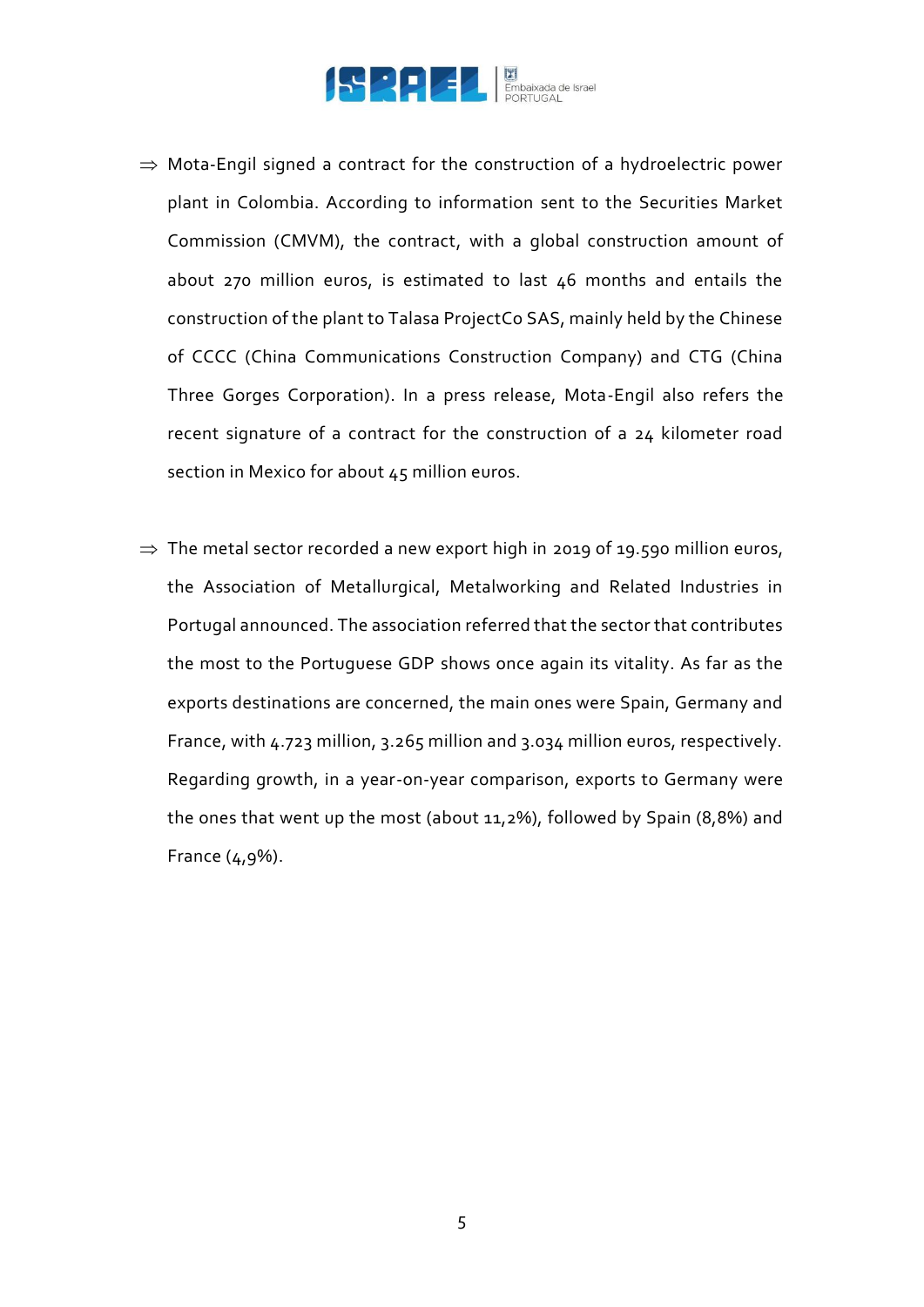- ⇒ Mota-Engil signed a contract for the construction of a hydroelectric power plant in Colombia. According to information sent to the Securities Market Commission (CMVM), the contract, with a global construction amount of about 270 million euros, is estimated to last 46 months and entails the construction of the plant to Talasa ProjectCo SAS, mainly held by the Chinese of CCCC (China Communications Construction Company) and CTG (China Three Gorges Corporation). In a press release, Mota-Engil also refers the recent signature of a contract for the construction of a 24 kilometer road section in Mexico for about 45 million euros.

- ⇒ The metal sector recorded a new export high in 2019 of 19.590 million euros, the Association of Metallurgical, Metalworking and Related Industries in Portugal announced. The association referred that the sector that contributes the most to the Portuguese GDP shows once again its vitality. As far as the exports destinations are concerned, the main ones were Spain, Germany and France, with 4.723 million, 3.265 million and 3.034 million euros, respectively. Regarding growth, in a year-on-year comparison, exports to Germany were the ones that went up the most (about 11,2%), followed by Spain (8,8%) and France (4,9%).